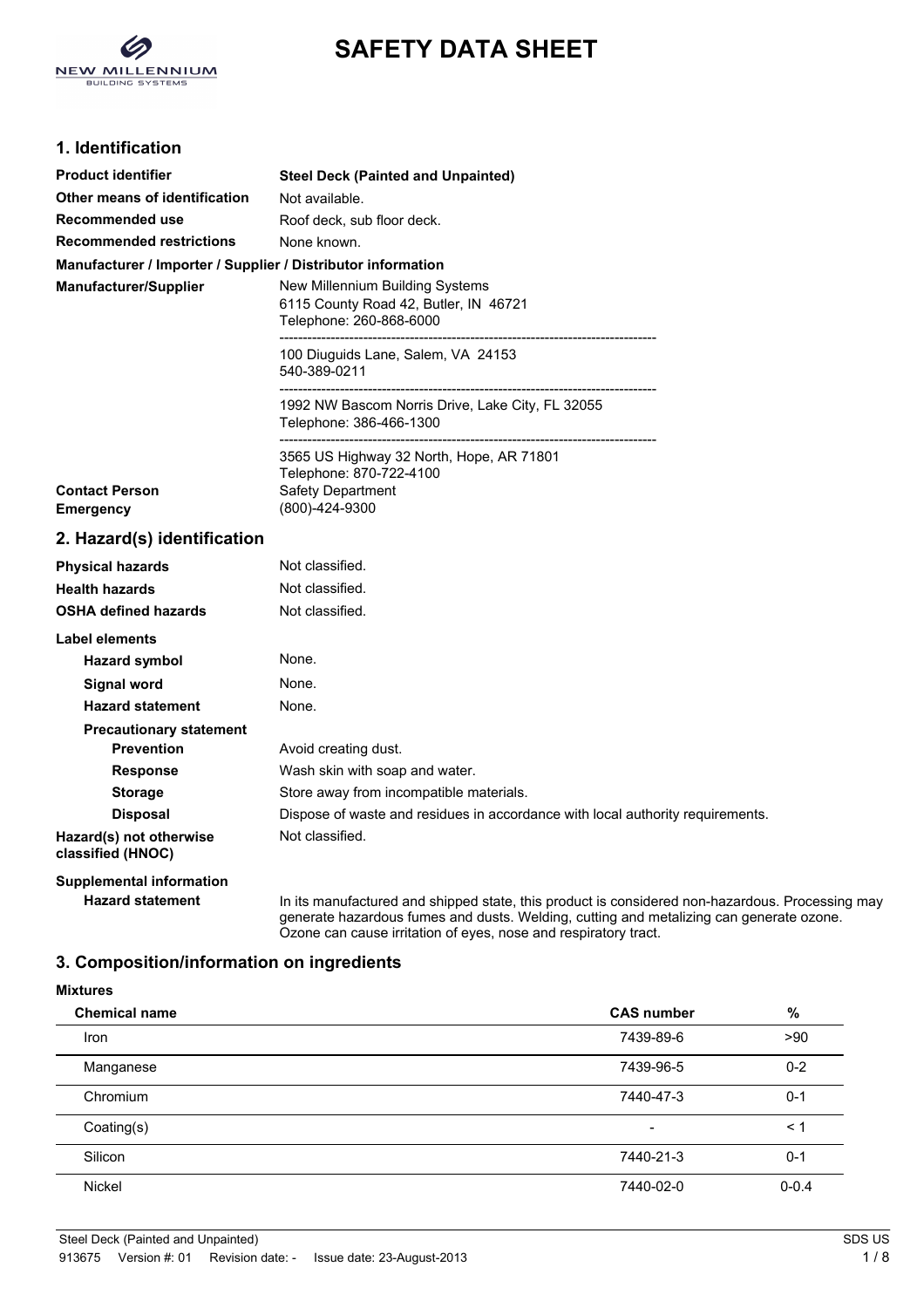# SAFETY DATA SHEET

## 1. Identification

| | |
|---|---|
| **Product identifier** | **Steel Deck (Painted and Unpainted)** |
| **Other means of identification** | Not available. |
| **Recommended use** | Roof deck, sub floor deck. |
| **Recommended restrictions** | None known. |

**Manufacturer / Importer / Supplier / Distributor information**

**Manufacturer/Supplier**

New Millennium Building Systems
6115 County Road 42, Butler, IN 46721
Telephone: 260-868-6000

100 Diuguids Lane, Salem, VA 24153
540-389-0211

1992 NW Bascom Norris Drive, Lake City, FL 32055
Telephone: 386-466-1300

3565 US Highway 32 North, Hope, AR 71801
Telephone: 870-722-4100

| | |
|---|---|
| **Contact Person** | Safety Department |
| **Emergency** | (800)-424-9300 |

## 2. Hazard(s) identification

| | |
|---|---|
| **Physical hazards** | Not classified. |
| **Health hazards** | Not classified. |
| **OSHA defined hazards** | Not classified. |

**Label elements**

| | |
|---|---|
| **Hazard symbol** | None. |
| **Signal word** | None. |
| **Hazard statement** | None. |

**Precautionary statement**

| | |
|---|---|
| **Prevention** | Avoid creating dust. |
| **Response** | Wash skin with soap and water. |
| **Storage** | Store away from incompatible materials. |
| **Disposal** | Dispose of waste and residues in accordance with local authority requirements. |
| **Hazard(s) not otherwise classified (HNOC)** | Not classified. |

**Supplemental information**

**Hazard statement**: In its manufactured and shipped state, this product is considered non-hazardous. Processing may generate hazardous fumes and dusts. Welding, cutting and metalizing can generate ozone. Ozone can cause irritation of eyes, nose and respiratory tract.

## 3. Composition/information on ingredients

**Mixtures**

| Chemical name | CAS number | % |
|---|---|---|
| Iron | 7439-89-6 | >90 |
| Manganese | 7439-96-5 | 0-2 |
| Chromium | 7440-47-3 | 0-1 |
| Coating(s) | - | < 1 |
| Silicon | 7440-21-3 | 0-1 |
| Nickel | 7440-02-0 | 0-0.4 |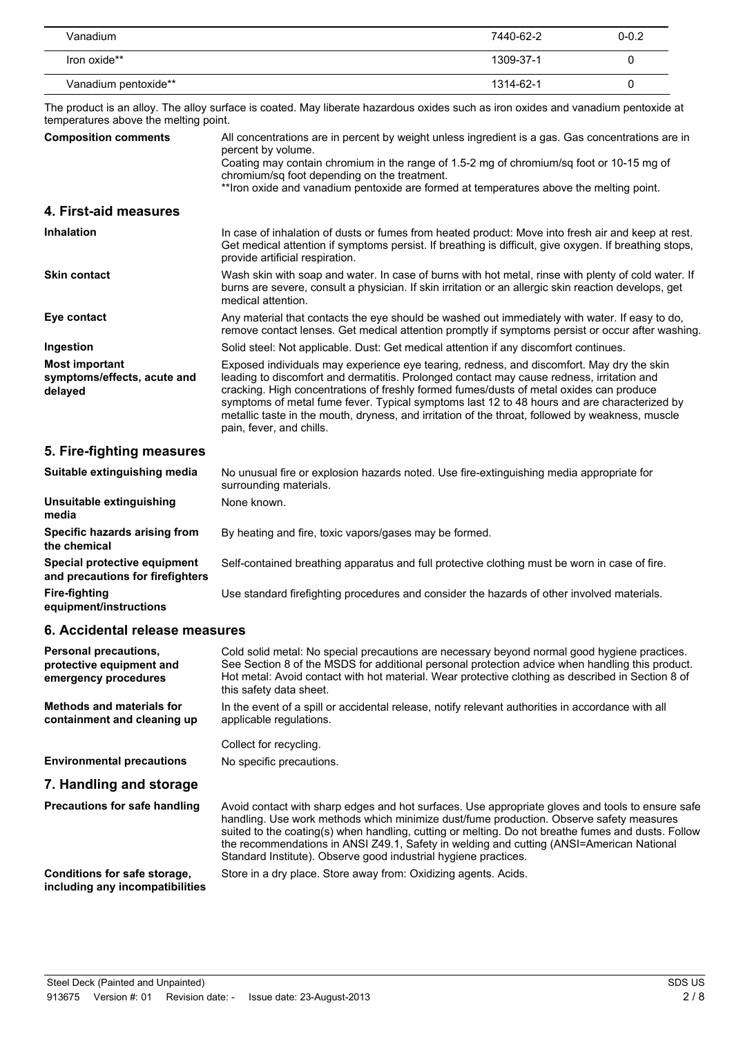| | | |
|---|---|---|
| Vanadium | 7440-62-2 | 0-0.2 |
| Iron oxide** | 1309-37-1 | 0 |
| Vanadium pentoxide** | 1314-62-1 | 0 |

The product is an alloy. The alloy surface is coated. May liberate hazardous oxides such as iron oxides and vanadium pentoxide at temperatures above the melting point.

**Composition comments**

All concentrations are in percent by weight unless ingredient is a gas. Gas concentrations are in percent by volume.
Coating may contain chromium in the range of 1.5-2 mg of chromium/sq foot or 10-15 mg of chromium/sq foot depending on the treatment.
**Iron oxide and vanadium pentoxide are formed at temperatures above the melting point.

## 4. First-aid measures

**Inhalation**

In case of inhalation of dusts or fumes from heated product: Move into fresh air and keep at rest. Get medical attention if symptoms persist. If breathing is difficult, give oxygen. If breathing stops, provide artificial respiration.

**Skin contact**

Wash skin with soap and water. In case of burns with hot metal, rinse with plenty of cold water. If burns are severe, consult a physician. If skin irritation or an allergic skin reaction develops, get medical attention.

**Eye contact**

Any material that contacts the eye should be washed out immediately with water. If easy to do, remove contact lenses. Get medical attention promptly if symptoms persist or occur after washing.

**Ingestion**

Solid steel: Not applicable. Dust: Get medical attention if any discomfort continues.

**Most important symptoms/effects, acute and delayed**

Exposed individuals may experience eye tearing, redness, and discomfort. May dry the skin leading to discomfort and dermatitis. Prolonged contact may cause redness, irritation and cracking. High concentrations of freshly formed fumes/dusts of metal oxides can produce symptoms of metal fume fever. Typical symptoms last 12 to 48 hours and are characterized by metallic taste in the mouth, dryness, and irritation of the throat, followed by weakness, muscle pain, fever, and chills.

## 5. Fire-fighting measures

**Suitable extinguishing media**

No unusual fire or explosion hazards noted. Use fire-extinguishing media appropriate for surrounding materials.

**Unsuitable extinguishing media**

None known.

**Specific hazards arising from the chemical**

By heating and fire, toxic vapors/gases may be formed.

**Special protective equipment and precautions for firefighters**

Self-contained breathing apparatus and full protective clothing must be worn in case of fire.

**Fire-fighting equipment/instructions**

Use standard firefighting procedures and consider the hazards of other involved materials.

## 6. Accidental release measures

**Personal precautions, protective equipment and emergency procedures**

Cold solid metal: No special precautions are necessary beyond normal good hygiene practices. See Section 8 of the MSDS for additional personal protection advice when handling this product. Hot metal: Avoid contact with hot material. Wear protective clothing as described in Section 8 of this safety data sheet.

**Methods and materials for containment and cleaning up**

In the event of a spill or accidental release, notify relevant authorities in accordance with all applicable regulations.

Collect for recycling.

**Environmental precautions**

No specific precautions.

## 7. Handling and storage

**Precautions for safe handling**

Avoid contact with sharp edges and hot surfaces. Use appropriate gloves and tools to ensure safe handling. Use work methods which minimize dust/fume production. Observe safety measures suited to the coating(s) when handling, cutting or melting. Do not breathe fumes and dusts. Follow the recommendations in ANSI Z49.1, Safety in welding and cutting (ANSI=American National Standard Institute). Observe good industrial hygiene practices.

**Conditions for safe storage, including any incompatibilities**

Store in a dry place. Store away from: Oxidizing agents. Acids.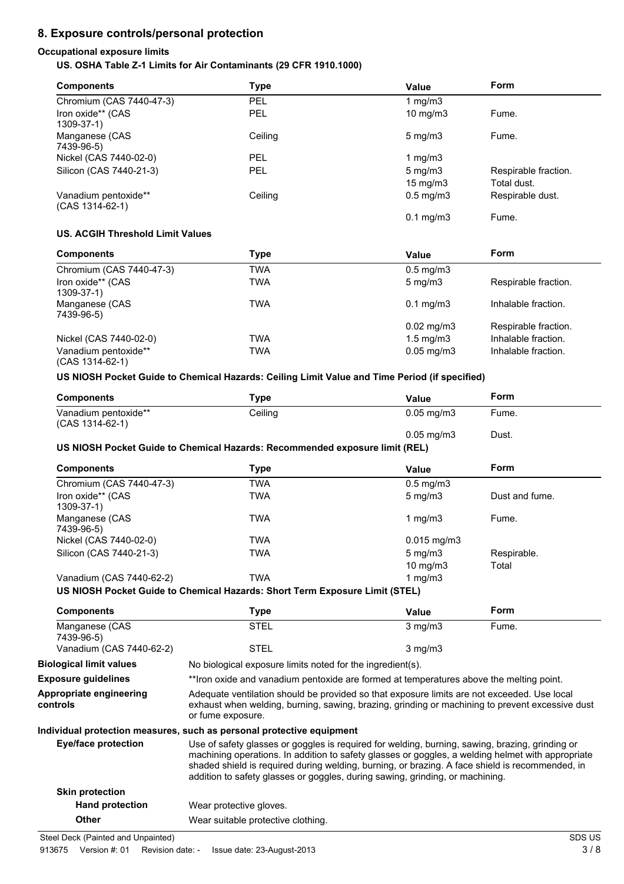## 8. Exposure controls/personal protection

### Occupational exposure limits

**US. OSHA Table Z-1 Limits for Air Contaminants (29 CFR 1910.1000)**

| Components | Type | Value | Form |
|---|---|---|---|
| Chromium (CAS 7440-47-3) | PEL | 1 mg/m3 | |
| Iron oxide** (CAS 1309-37-1) | PEL | 10 mg/m3 | Fume. |
| Manganese (CAS 7439-96-5) | Ceiling | 5 mg/m3 | Fume. |
| Nickel (CAS 7440-02-0) | PEL | 1 mg/m3 | |
| Silicon (CAS 7440-21-3) | PEL | 5 mg/m3 | Respirable fraction. |
| | | 15 mg/m3 | Total dust. |
| Vanadium pentoxide** (CAS 1314-62-1) | Ceiling | 0.5 mg/m3 | Respirable dust. |
| | | 0.1 mg/m3 | Fume. |

**US. ACGIH Threshold Limit Values**

| Components | Type | Value | Form |
|---|---|---|---|
| Chromium (CAS 7440-47-3) | TWA | 0.5 mg/m3 | |
| Iron oxide** (CAS 1309-37-1) | TWA | 5 mg/m3 | Respirable fraction. |
| Manganese (CAS 7439-96-5) | TWA | 0.1 mg/m3 | Inhalable fraction. |
| | | 0.02 mg/m3 | Respirable fraction. |
| Nickel (CAS 7440-02-0) | TWA | 1.5 mg/m3 | Inhalable fraction. |
| Vanadium pentoxide** (CAS 1314-62-1) | TWA | 0.05 mg/m3 | Inhalable fraction. |

**US NIOSH Pocket Guide to Chemical Hazards: Ceiling Limit Value and Time Period (if specified)**

| Components | Type | Value | Form |
|---|---|---|---|
| Vanadium pentoxide** (CAS 1314-62-1) | Ceiling | 0.05 mg/m3 | Fume. |
| | | 0.05 mg/m3 | Dust. |

**US NIOSH Pocket Guide to Chemical Hazards: Recommended exposure limit (REL)**

| Components | Type | Value | Form |
|---|---|---|---|
| Chromium (CAS 7440-47-3) | TWA | 0.5 mg/m3 | |
| Iron oxide** (CAS 1309-37-1) | TWA | 5 mg/m3 | Dust and fume. |
| Manganese (CAS 7439-96-5) | TWA | 1 mg/m3 | Fume. |
| Nickel (CAS 7440-02-0) | TWA | 0.015 mg/m3 | |
| Silicon (CAS 7440-21-3) | TWA | 5 mg/m3 | Respirable. |
| | | 10 mg/m3 | Total |
| Vanadium (CAS 7440-62-2) | TWA | 1 mg/m3 | |

**US NIOSH Pocket Guide to Chemical Hazards: Short Term Exposure Limit (STEL)**

| Components | Type | Value | Form |
|---|---|---|---|
| Manganese (CAS 7439-96-5) | STEL | 3 mg/m3 | Fume. |
| Vanadium (CAS 7440-62-2) | STEL | 3 mg/m3 | |

**Biological limit values**
No biological exposure limits noted for the ingredient(s).

**Exposure guidelines**
**Iron oxide and vanadium pentoxide are formed at temperatures above the melting point.

**Appropriate engineering controls**
Adequate ventilation should be provided so that exposure limits are not exceeded. Use local exhaust when welding, burning, sawing, brazing, grinding or machining to prevent excessive dust or fume exposure.

### Individual protection measures, such as personal protective equipment

**Eye/face protection**
Use of safety glasses or goggles is required for welding, burning, sawing, brazing, grinding or machining operations. In addition to safety glasses or goggles, a welding helmet with appropriate shaded shield is required during welding, burning, or brazing. A face shield is recommended, in addition to safety glasses or goggles, during sawing, grinding, or machining.

**Skin protection**

**Hand protection**
Wear protective gloves.

**Other**
Wear suitable protective clothing.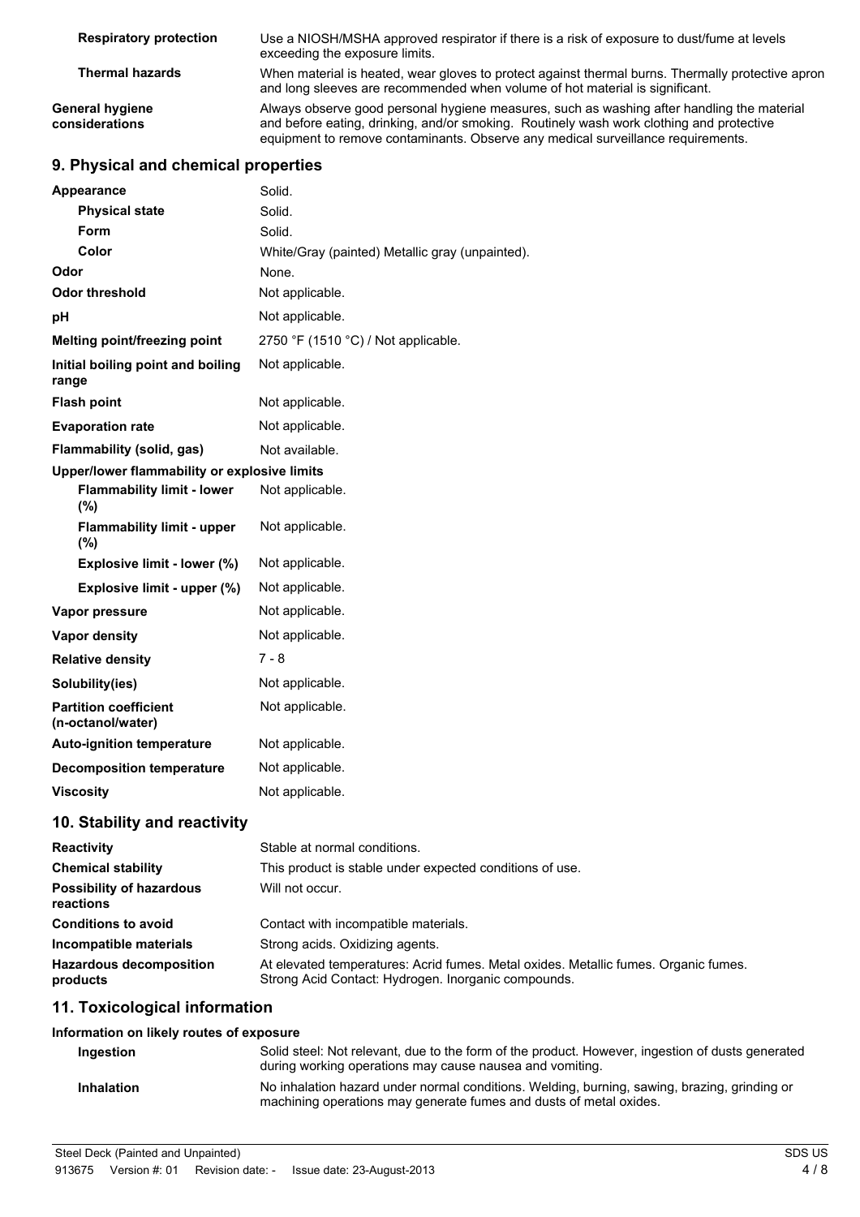| | |
|---|---|
| **Respiratory protection** | Use a NIOSH/MSHA approved respirator if there is a risk of exposure to dust/fume at levels exceeding the exposure limits. |
| **Thermal hazards** | When material is heated, wear gloves to protect against thermal burns. Thermally protective apron and long sleeves are recommended when volume of hot material is significant. |
| **General hygiene considerations** | Always observe good personal hygiene measures, such as washing after handling the material and before eating, drinking, and/or smoking. Routinely wash work clothing and protective equipment to remove contaminants. Observe any medical surveillance requirements. |

## 9. Physical and chemical properties

| | |
|---|---|
| **Appearance** | Solid. |
| **Physical state** | Solid. |
| **Form** | Solid. |
| **Color** | White/Gray (painted) Metallic gray (unpainted). |
| **Odor** | None. |
| **Odor threshold** | Not applicable. |
| **pH** | Not applicable. |
| **Melting point/freezing point** | 2750 °F (1510 °C) / Not applicable. |
| **Initial boiling point and boiling range** | Not applicable. |
| **Flash point** | Not applicable. |
| **Evaporation rate** | Not applicable. |
| **Flammability (solid, gas)** | Not available. |
| **Upper/lower flammability or explosive limits** | |
| **Flammability limit - lower (%)** | Not applicable. |
| **Flammability limit - upper (%)** | Not applicable. |
| **Explosive limit - lower (%)** | Not applicable. |
| **Explosive limit - upper (%)** | Not applicable. |
| **Vapor pressure** | Not applicable. |
| **Vapor density** | Not applicable. |
| **Relative density** | 7 - 8 |
| **Solubility(ies)** | Not applicable. |
| **Partition coefficient (n-octanol/water)** | Not applicable. |
| **Auto-ignition temperature** | Not applicable. |
| **Decomposition temperature** | Not applicable. |
| **Viscosity** | Not applicable. |

## 10. Stability and reactivity

| | |
|---|---|
| **Reactivity** | Stable at normal conditions. |
| **Chemical stability** | This product is stable under expected conditions of use. |
| **Possibility of hazardous reactions** | Will not occur. |
| **Conditions to avoid** | Contact with incompatible materials. |
| **Incompatible materials** | Strong acids. Oxidizing agents. |
| **Hazardous decomposition products** | At elevated temperatures: Acrid fumes. Metal oxides. Metallic fumes. Organic fumes. Strong Acid Contact: Hydrogen. Inorganic compounds. |

## 11. Toxicological information

**Information on likely routes of exposure**

| | |
|---|---|
| **Ingestion** | Solid steel: Not relevant, due to the form of the product. However, ingestion of dusts generated during working operations may cause nausea and vomiting. |
| **Inhalation** | No inhalation hazard under normal conditions. Welding, burning, sawing, brazing, grinding or machining operations may generate fumes and dusts of metal oxides. |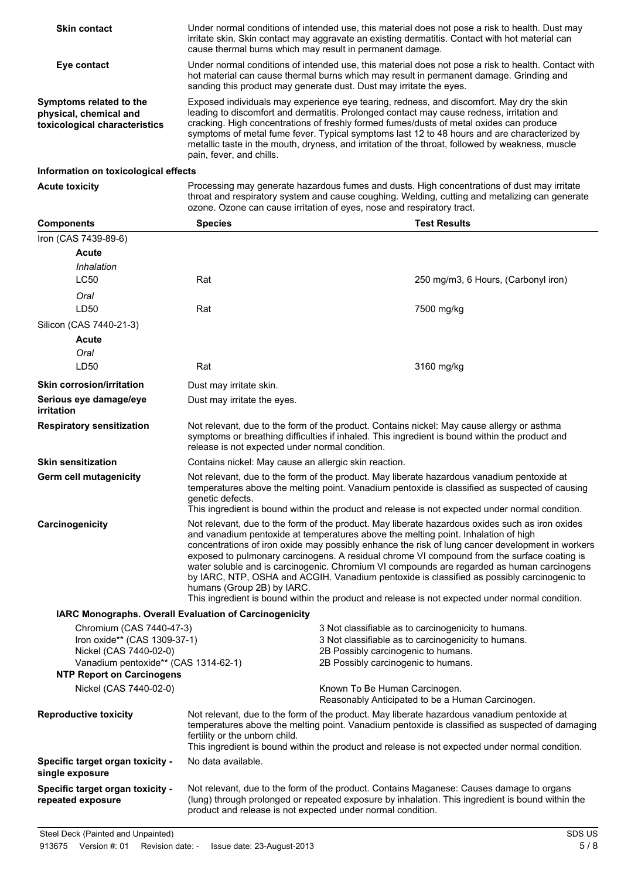**Skin contact**
Under normal conditions of intended use, this material does not pose a risk to health. Dust may irritate skin. Skin contact may aggravate an existing dermatitis. Contact with hot material can cause thermal burns which may result in permanent damage.

**Eye contact**
Under normal conditions of intended use, this material does not pose a risk to health. Contact with hot material can cause thermal burns which may result in permanent damage. Grinding and sanding this product may generate dust. Dust may irritate the eyes.

**Symptoms related to the physical, chemical and toxicological characteristics**
Exposed individuals may experience eye tearing, redness, and discomfort. May dry the skin leading to discomfort and dermatitis. Prolonged contact may cause redness, irritation and cracking. High concentrations of freshly formed fumes/dusts of metal oxides can produce symptoms of metal fume fever. Typical symptoms last 12 to 48 hours and are characterized by metallic taste in the mouth, dryness, and irritation of the throat, followed by weakness, muscle pain, fever, and chills.

### Information on toxicological effects

**Acute toxicity**
Processing may generate hazardous fumes and dusts. High concentrations of dust may irritate throat and respiratory system and cause coughing. Welding, cutting and metalizing can generate ozone. Ozone can cause irritation of eyes, nose and respiratory tract.

| Components | Species | Test Results |
|---|---|---|
| Iron (CAS 7439-89-6) | | |
| **Acute** | | |
| *Inhalation* | | |
| LC50 | Rat | 250 mg/m3, 6 Hours, (Carbonyl iron) |
| *Oral* | | |
| LD50 | Rat | 7500 mg/kg |
| Silicon (CAS 7440-21-3) | | |
| **Acute** | | |
| *Oral* | | |
| LD50 | Rat | 3160 mg/kg |

**Skin corrosion/irritation**
Dust may irritate skin.

**Serious eye damage/eye irritation**
Dust may irritate the eyes.

**Respiratory sensitization**
Not relevant, due to the form of the product. Contains nickel: May cause allergy or asthma symptoms or breathing difficulties if inhaled. This ingredient is bound within the product and release is not expected under normal condition.

**Skin sensitization**
Contains nickel: May cause an allergic skin reaction.

**Germ cell mutagenicity**
Not relevant, due to the form of the product. May liberate hazardous vanadium pentoxide at temperatures above the melting point. Vanadium pentoxide is classified as suspected of causing genetic defects.
This ingredient is bound within the product and release is not expected under normal condition.

**Carcinogenicity**
Not relevant, due to the form of the product. May liberate hazardous oxides such as iron oxides and vanadium pentoxide at temperatures above the melting point. Inhalation of high concentrations of iron oxide may possibly enhance the risk of lung cancer development in workers exposed to pulmonary carcinogens. A residual chrome VI compound from the surface coating is water soluble and is carcinogenic. Chromium VI compounds are regarded as human carcinogens by IARC, NTP, OSHA and ACGIH. Vanadium pentoxide is classified as possibly carcinogenic to humans (Group 2B) by IARC.
This ingredient is bound within the product and release is not expected under normal condition.

**IARC Monographs. Overall Evaluation of Carcinogenicity**

| | |
|---|---|
| Chromium (CAS 7440-47-3) | 3 Not classifiable as to carcinogenicity to humans. |
| Iron oxide** (CAS 1309-37-1) | 3 Not classifiable as to carcinogenicity to humans. |
| Nickel (CAS 7440-02-0) | 2B Possibly carcinogenic to humans. |
| Vanadium pentoxide** (CAS 1314-62-1) | 2B Possibly carcinogenic to humans. |

**NTP Report on Carcinogens**

| | |
|---|---|
| Nickel (CAS 7440-02-0) | Known To Be Human Carcinogen.<br>Reasonably Anticipated to be a Human Carcinogen. |

**Reproductive toxicity**
Not relevant, due to the form of the product. May liberate hazardous vanadium pentoxide at temperatures above the melting point. Vanadium pentoxide is classified as suspected of damaging fertility or the unborn child.
This ingredient is bound within the product and release is not expected under normal condition.

**Specific target organ toxicity - single exposure**
No data available.

**Specific target organ toxicity - repeated exposure**
Not relevant, due to the form of the product. Contains Maganese: Causes damage to organs (lung) through prolonged or repeated exposure by inhalation. This ingredient is bound within the product and release is not expected under normal condition.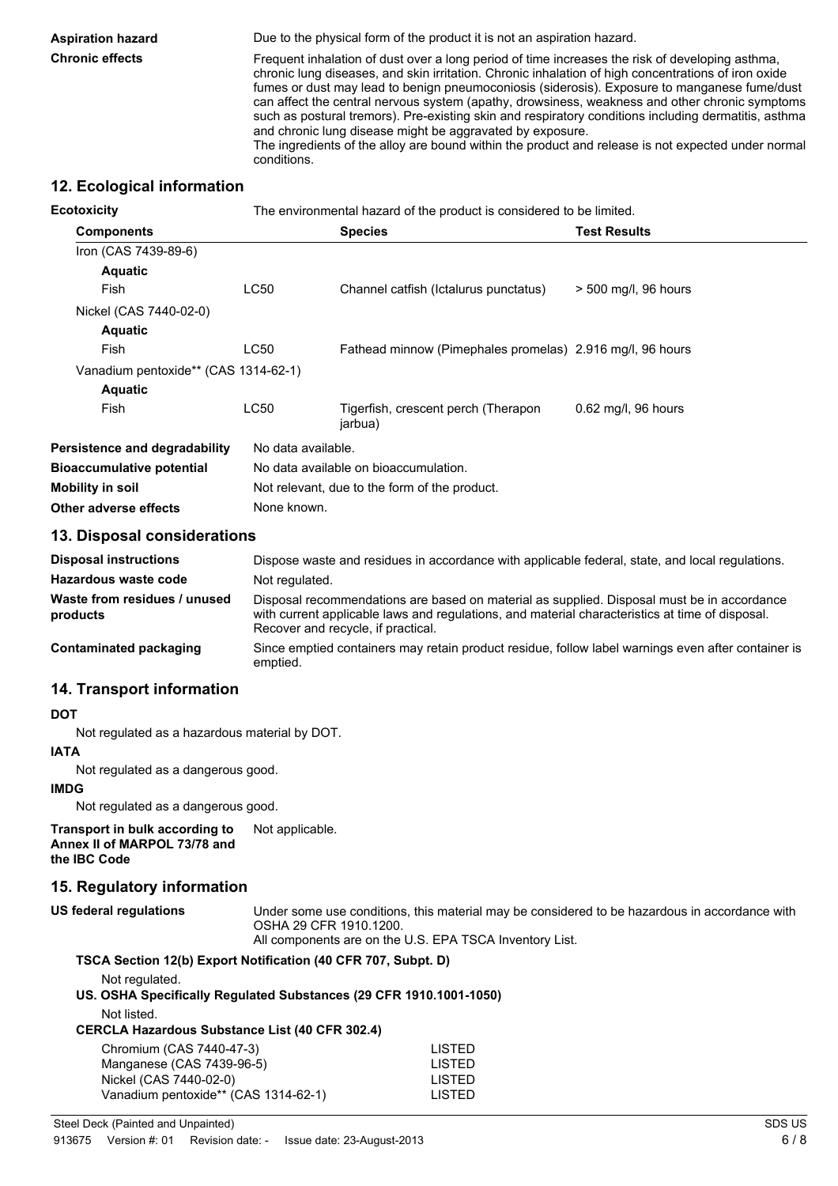**Aspiration hazard** Due to the physical form of the product it is not an aspiration hazard.

**Chronic effects** Frequent inhalation of dust over a long period of time increases the risk of developing asthma, chronic lung diseases, and skin irritation. Chronic inhalation of high concentrations of iron oxide fumes or dust may lead to benign pneumoconiosis (siderosis). Exposure to manganese fume/dust can affect the central nervous system (apathy, drowsiness, weakness and other chronic symptoms such as postural tremors). Pre-existing skin and respiratory conditions including dermatitis, asthma and chronic lung disease might be aggravated by exposure.
The ingredients of the alloy are bound within the product and release is not expected under normal conditions.

## 12. Ecological information

**Ecotoxicity** The environmental hazard of the product is considered to be limited.

| Components | | Species | Test Results |
|---|---|---|---|
| Iron (CAS 7439-89-6) | | | |
| **Aquatic** | | | |
| Fish | LC50 | Channel catfish (Ictalurus punctatus) | > 500 mg/l, 96 hours |
| Nickel (CAS 7440-02-0) | | | |
| **Aquatic** | | | |
| Fish | LC50 | Fathead minnow (Pimephales promelas) | 2.916 mg/l, 96 hours |
| Vanadium pentoxide** (CAS 1314-62-1) | | | |
| **Aquatic** | | | |
| Fish | LC50 | Tigerfish, crescent perch (Therapon jarbua) | 0.62 mg/l, 96 hours |

**Persistence and degradability** No data available.

**Bioaccumulative potential** No data available on bioaccumulation.

**Mobility in soil** Not relevant, due to the form of the product.

**Other adverse effects** None known.

## 13. Disposal considerations

**Disposal instructions** Dispose waste and residues in accordance with applicable federal, state, and local regulations.

**Hazardous waste code** Not regulated.

**Waste from residues / unused products** Disposal recommendations are based on material as supplied. Disposal must be in accordance with current applicable laws and regulations, and material characteristics at time of disposal. Recover and recycle, if practical.

**Contaminated packaging** Since emptied containers may retain product residue, follow label warnings even after container is emptied.

## 14. Transport information

**DOT**

Not regulated as a hazardous material by DOT.

**IATA**

Not regulated as a dangerous good.

**IMDG**

Not regulated as a dangerous good.

**Transport in bulk according to Annex II of MARPOL 73/78 and the IBC Code** Not applicable.

## 15. Regulatory information

**US federal regulations** Under some use conditions, this material may be considered to be hazardous in accordance with OSHA 29 CFR 1910.1200.
All components are on the U.S. EPA TSCA Inventory List.

**TSCA Section 12(b) Export Notification (40 CFR 707, Subpt. D)**

Not regulated.

**US. OSHA Specifically Regulated Substances (29 CFR 1910.1001-1050)**

Not listed.

**CERCLA Hazardous Substance List (40 CFR 302.4)**

| | |
|---|---|
| Chromium (CAS 7440-47-3) | LISTED |
| Manganese (CAS 7439-96-5) | LISTED |
| Nickel (CAS 7440-02-0) | LISTED |
| Vanadium pentoxide** (CAS 1314-62-1) | LISTED |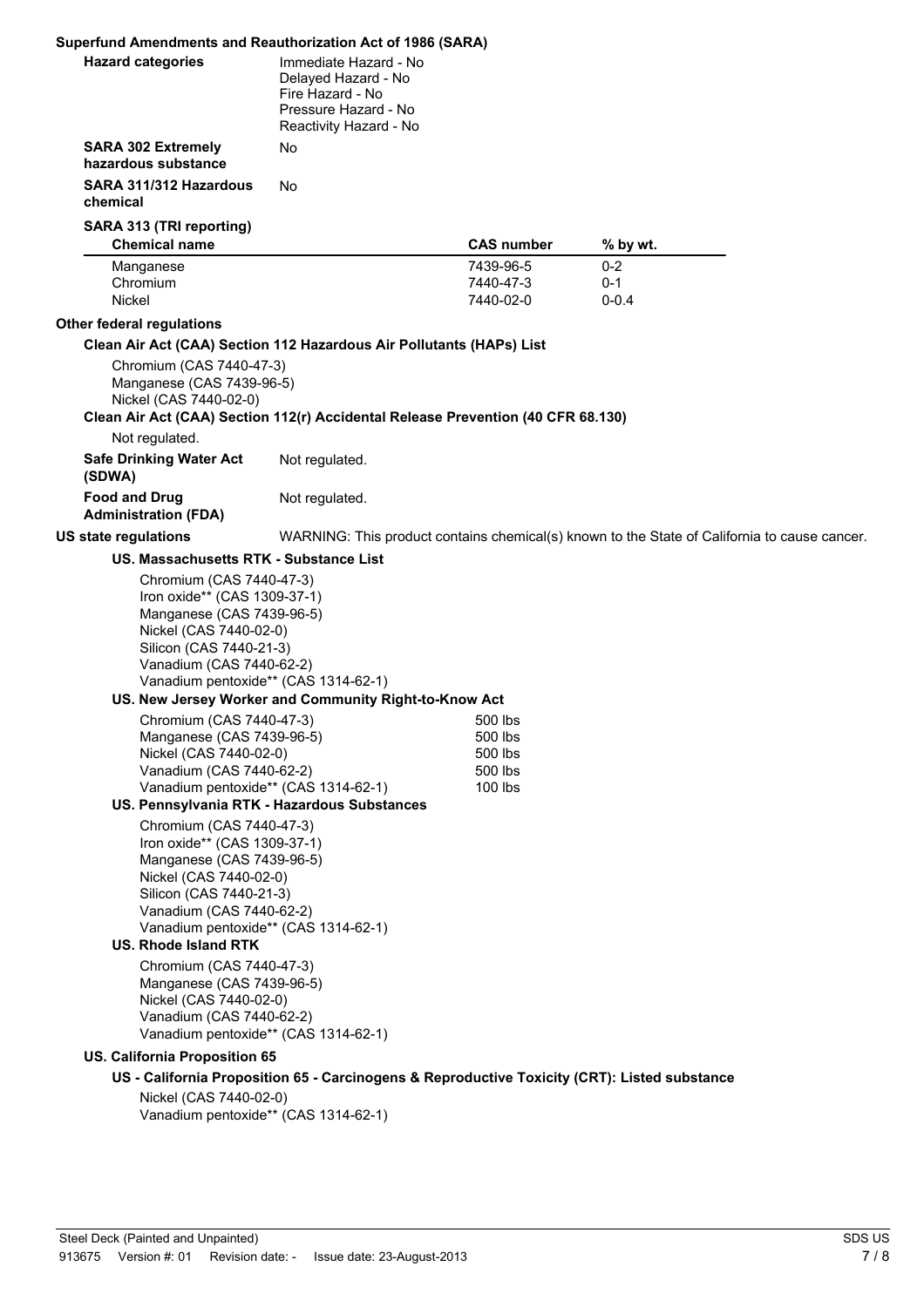**Superfund Amendments and Reauthorization Act of 1986 (SARA)**

**Hazard categories**
Immediate Hazard - No
Delayed Hazard - No
Fire Hazard - No
Pressure Hazard - No
Reactivity Hazard - No

**SARA 302 Extremely hazardous substance** No

**SARA 311/312 Hazardous chemical** No

**SARA 313 (TRI reporting)**

| Chemical name | CAS number | % by wt. |
|---|---|---|
| Manganese | 7439-96-5 | 0-2 |
| Chromium | 7440-47-3 | 0-1 |
| Nickel | 7440-02-0 | 0-0.4 |

**Other federal regulations**

**Clean Air Act (CAA) Section 112 Hazardous Air Pollutants (HAPs) List**

Chromium (CAS 7440-47-3)
Manganese (CAS 7439-96-5)
Nickel (CAS 7440-02-0)

**Clean Air Act (CAA) Section 112(r) Accidental Release Prevention (40 CFR 68.130)**

Not regulated.

**Safe Drinking Water Act (SDWA)** Not regulated.

**Food and Drug Administration (FDA)** Not regulated.

**US state regulations** WARNING: This product contains chemical(s) known to the State of California to cause cancer.

**US. Massachusetts RTK - Substance List**

Chromium (CAS 7440-47-3)
Iron oxide** (CAS 1309-37-1)
Manganese (CAS 7439-96-5)
Nickel (CAS 7440-02-0)
Silicon (CAS 7440-21-3)
Vanadium (CAS 7440-62-2)
Vanadium pentoxide** (CAS 1314-62-1)

**US. New Jersey Worker and Community Right-to-Know Act**

| | |
|---|---|
| Chromium (CAS 7440-47-3) | 500 lbs |
| Manganese (CAS 7439-96-5) | 500 lbs |
| Nickel (CAS 7440-02-0) | 500 lbs |
| Vanadium (CAS 7440-62-2) | 500 lbs |
| Vanadium pentoxide** (CAS 1314-62-1) | 100 lbs |

**US. Pennsylvania RTK - Hazardous Substances**

Chromium (CAS 7440-47-3)
Iron oxide** (CAS 1309-37-1)
Manganese (CAS 7439-96-5)
Nickel (CAS 7440-02-0)
Silicon (CAS 7440-21-3)
Vanadium (CAS 7440-62-2)
Vanadium pentoxide** (CAS 1314-62-1)

**US. Rhode Island RTK**

Chromium (CAS 7440-47-3)
Manganese (CAS 7439-96-5)
Nickel (CAS 7440-02-0)
Vanadium (CAS 7440-62-2)
Vanadium pentoxide** (CAS 1314-62-1)

**US. California Proposition 65**

**US - California Proposition 65 - Carcinogens & Reproductive Toxicity (CRT): Listed substance**

Nickel (CAS 7440-02-0)
Vanadium pentoxide** (CAS 1314-62-1)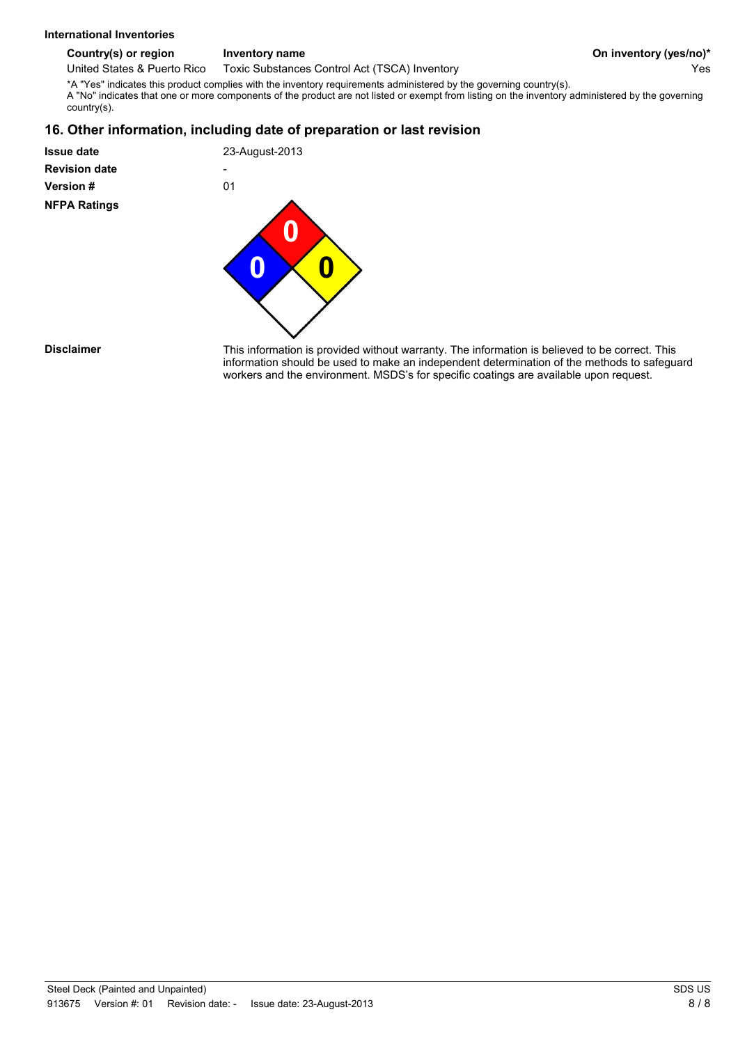**International Inventories**

| Country(s) or region | Inventory name | On inventory (yes/no)* |
| --- | --- | --- |
| United States & Puerto Rico | Toxic Substances Control Act (TSCA) Inventory | Yes |

*A "Yes" indicates this product complies with the inventory requirements administered by the governing country(s).
A "No" indicates that one or more components of the product are not listed or exempt from listing on the inventory administered by the governing country(s).

## 16. Other information, including date of preparation or last revision

| | |
| --- | --- |
| **Issue date** | 23-August-2013 |
| **Revision date** | - |
| **Version #** | 01 |
| **NFPA Ratings** | 0 0 0 |
| **Disclaimer** | This information is provided without warranty. The information is believed to be correct. This information should be used to make an independent determination of the methods to safeguard workers and the environment. MSDS's for specific coatings are available upon request. |